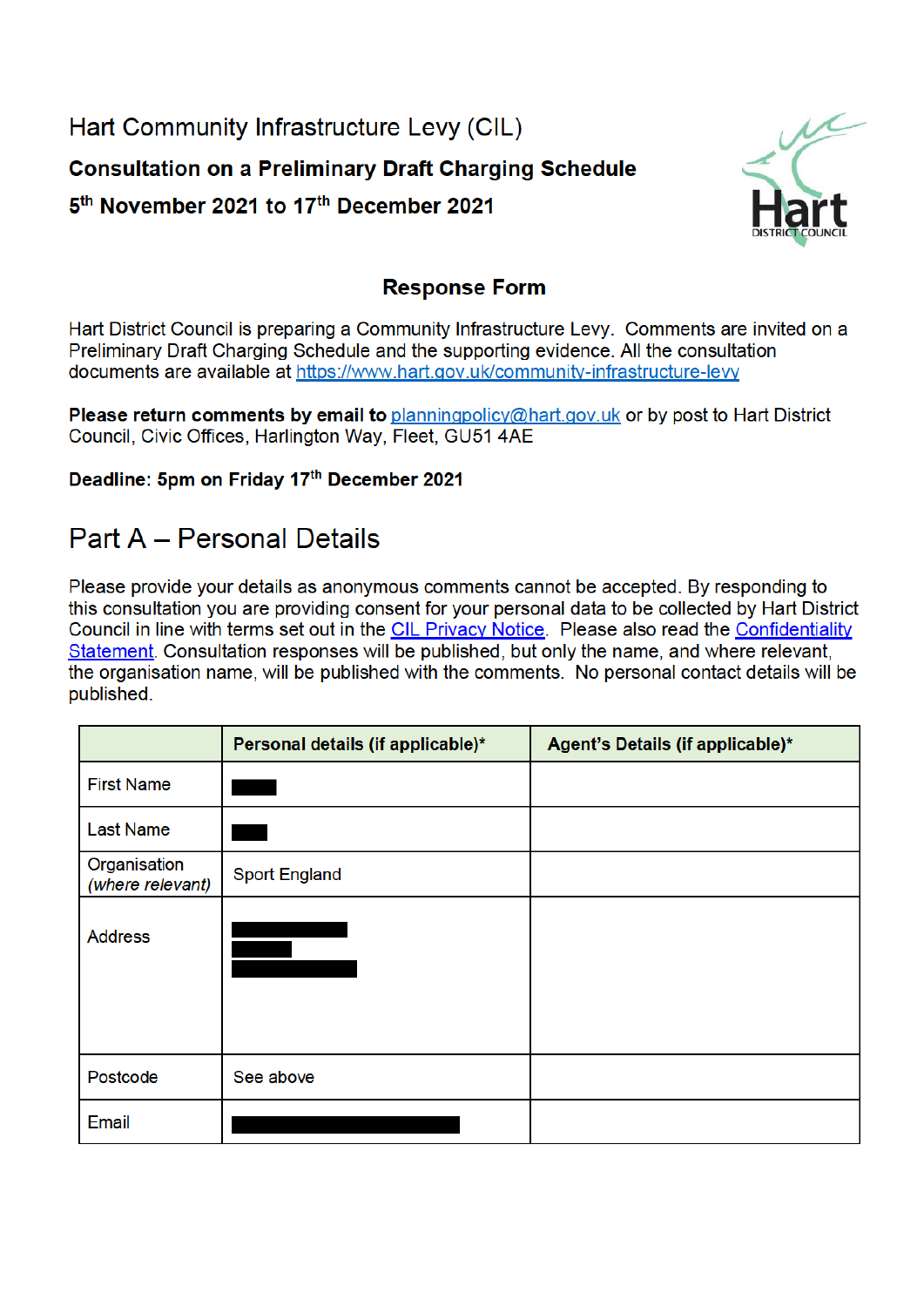# Hart Community Infrastructure Levy (CIL)

**Consultation on a Preliminary Draft Charging Schedule**

**5th November 2021 to 17th December 2021**

## Response Form

Hart District Council is preparing a Community Infrastructure Levy. Comments are invited on a Preliminary Draft Charging Schedule and the supporting evidence. All the consultation documents are available at https://www.hart.gov.uk/community-infrastructure-levy

**Please return comments by email to** planningpolicy@hart.gov.uk or by post to Hart District Council, Civic Offices, Harlington Way, Fleet, GU51 4AE

**Deadline: 5pm on Friday 17th December 2021**

## Part A – Personal Details

Please provide your details as anonymous comments cannot be accepted. By responding to this consultation you are providing consent for your personal data to be collected by Hart District Council in line with terms set out in the CIL Privacy Notice. Please also read the Confidentiality Statement. Consultation responses will be published, but only the name, and where relevant, the organisation name, will be published with the comments. No personal contact details will be published.

| | **Personal details (if applicable)*** | **Agent's Details (if applicable)*** |
|---|---|---|
| First Name | [redacted] | |
| Last Name | [redacted] | |
| Organisation *(where relevant)* | Sport England | |
| Address | [redacted] | |
| Postcode | See above | |
| Email | [redacted] | |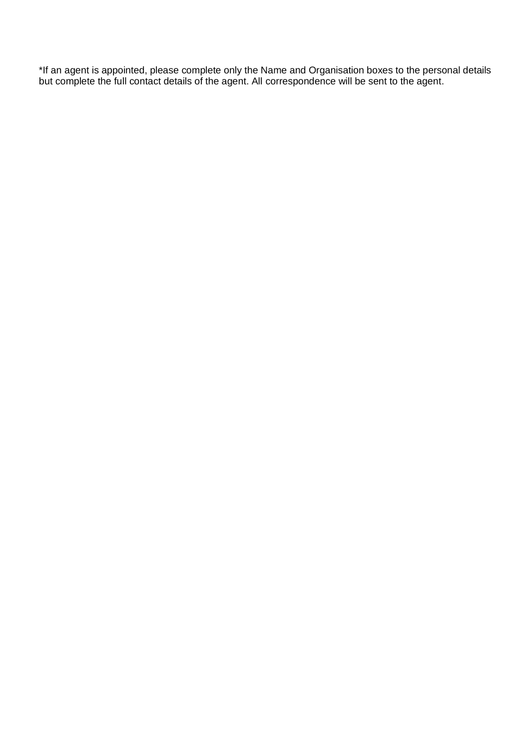*If an agent is appointed, please complete only the Name and Organisation boxes to the personal details but complete the full contact details of the agent. All correspondence will be sent to the agent.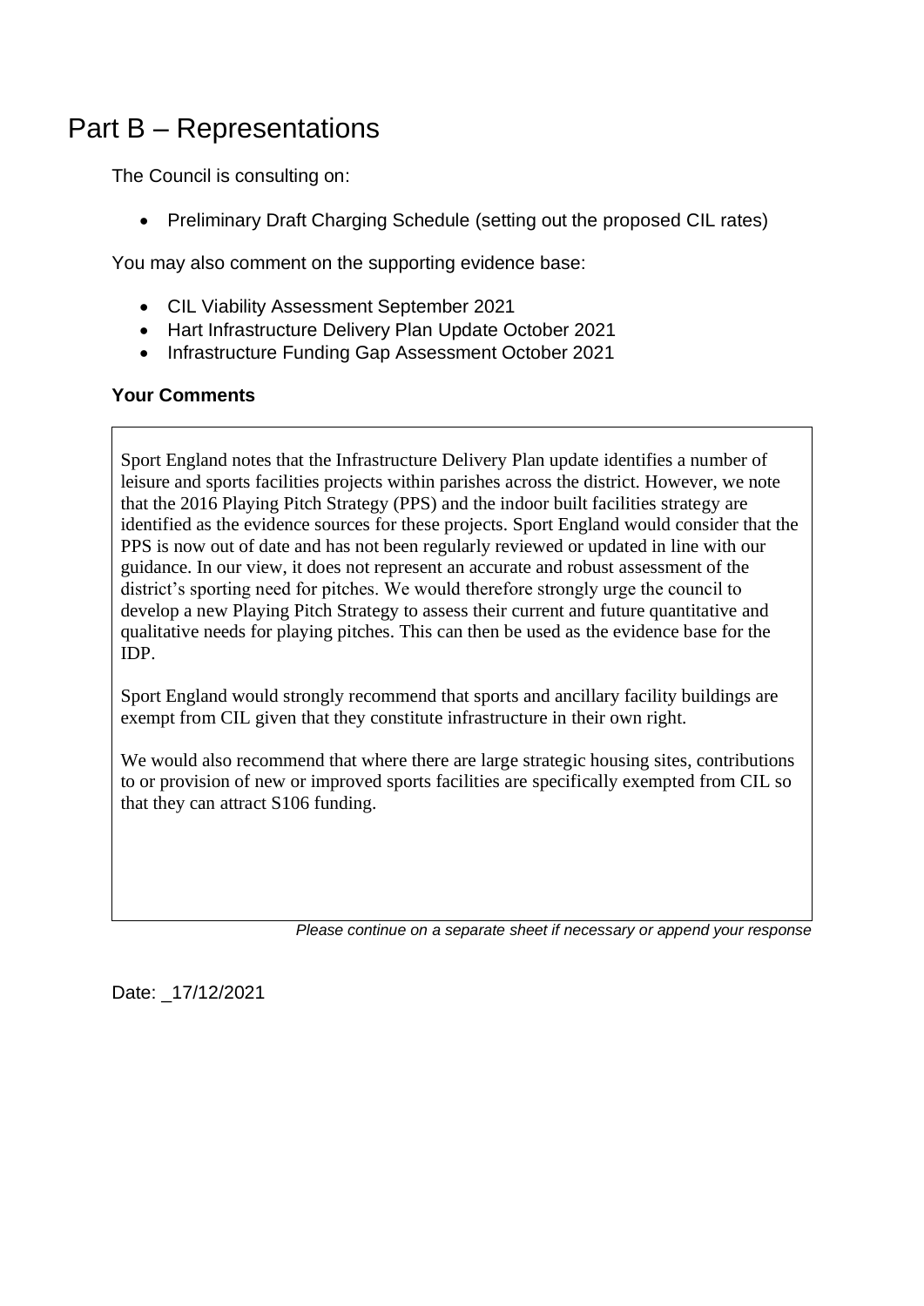# Part B – Representations

The Council is consulting on:

- Preliminary Draft Charging Schedule (setting out the proposed CIL rates)

You may also comment on the supporting evidence base:

- CIL Viability Assessment September 2021
- Hart Infrastructure Delivery Plan Update October 2021
- Infrastructure Funding Gap Assessment October 2021

**Your Comments**

Sport England notes that the Infrastructure Delivery Plan update identifies a number of leisure and sports facilities projects within parishes across the district. However, we note that the 2016 Playing Pitch Strategy (PPS) and the indoor built facilities strategy are identified as the evidence sources for these projects. Sport England would consider that the PPS is now out of date and has not been regularly reviewed or updated in line with our guidance. In our view, it does not represent an accurate and robust assessment of the district's sporting need for pitches. We would therefore strongly urge the council to develop a new Playing Pitch Strategy to assess their current and future quantitative and qualitative needs for playing pitches. This can then be used as the evidence base for the IDP.

Sport England would strongly recommend that sports and ancillary facility buildings are exempt from CIL given that they constitute infrastructure in their own right.

We would also recommend that where there are large strategic housing sites, contributions to or provision of new or improved sports facilities are specifically exempted from CIL so that they can attract S106 funding.

*Please continue on a separate sheet if necessary or append your response*

Date: _17/12/2021